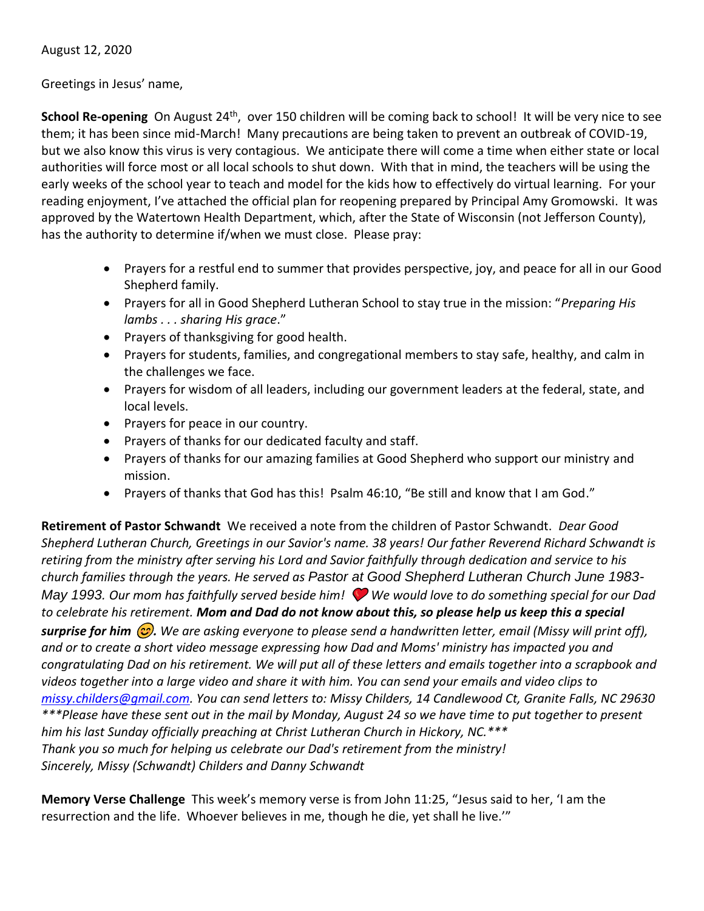August 12, 2020

Greetings in Jesus' name,

**School Re-opening** On August 24th, over 150 children will be coming back to school! It will be very nice to see them; it has been since mid-March! Many precautions are being taken to prevent an outbreak of COVID-19, but we also know this virus is very contagious. We anticipate there will come a time when either state or local authorities will force most or all local schools to shut down. With that in mind, the teachers will be using the early weeks of the school year to teach and model for the kids how to effectively do virtual learning. For your reading enjoyment, I've attached the official plan for reopening prepared by Principal Amy Gromowski. It was approved by the Watertown Health Department, which, after the State of Wisconsin (not Jefferson County), has the authority to determine if/when we must close. Please pray:

- Prayers for a restful end to summer that provides perspective, joy, and peace for all in our Good Shepherd family.
- Prayers for all in Good Shepherd Lutheran School to stay true in the mission: "*Preparing His lambs . . . sharing His grace*."
- Prayers of thanksgiving for good health.
- Prayers for students, families, and congregational members to stay safe, healthy, and calm in the challenges we face.
- Prayers for wisdom of all leaders, including our government leaders at the federal, state, and local levels.
- Prayers for peace in our country.
- Prayers of thanks for our dedicated faculty and staff.
- Prayers of thanks for our amazing families at Good Shepherd who support our ministry and mission.
- Prayers of thanks that God has this! Psalm 46:10, "Be still and know that I am God."

**Retirement of Pastor Schwandt** We received a note from the children of Pastor Schwandt. *Dear Good Shepherd Lutheran Church, Greetings in our Savior's name. 38 years! Our father Reverend Richard Schwandt is retiring from the ministry after serving his Lord and Savior faithfully through dedication and service to his church families through the years. He served as Pastor at Good Shepherd Lutheran Church June 1983-May 1993. Our mom has faithfully served beside him! ❤ We would love to do something special for our Dad to celebrate his retirement.* ***Mom and Dad do not know about this, so please help us keep this a special surprise for him 😊.*** *We are asking everyone to please send a handwritten letter, email (Missy will print off), and or to create a short video message expressing how Dad and Moms' ministry has impacted you and congratulating Dad on his retirement. We will put all of these letters and emails together into a scrapbook and videos together into a large video and share it with him. You can send your emails and video clips to missy.childers@gmail.com. You can send letters to: Missy Childers, 14 Candlewood Ct, Granite Falls, NC 29630 ***Please have these sent out in the mail by Monday, August 24 so we have time to put together to present him his last Sunday officially preaching at Christ Lutheran Church in Hickory, NC.****
*Thank you so much for helping us celebrate our Dad's retirement from the ministry!*
*Sincerely, Missy (Schwandt) Childers and Danny Schwandt*

**Memory Verse Challenge** This week's memory verse is from John 11:25, "Jesus said to her, 'I am the resurrection and the life. Whoever believes in me, though he die, yet shall he live.'"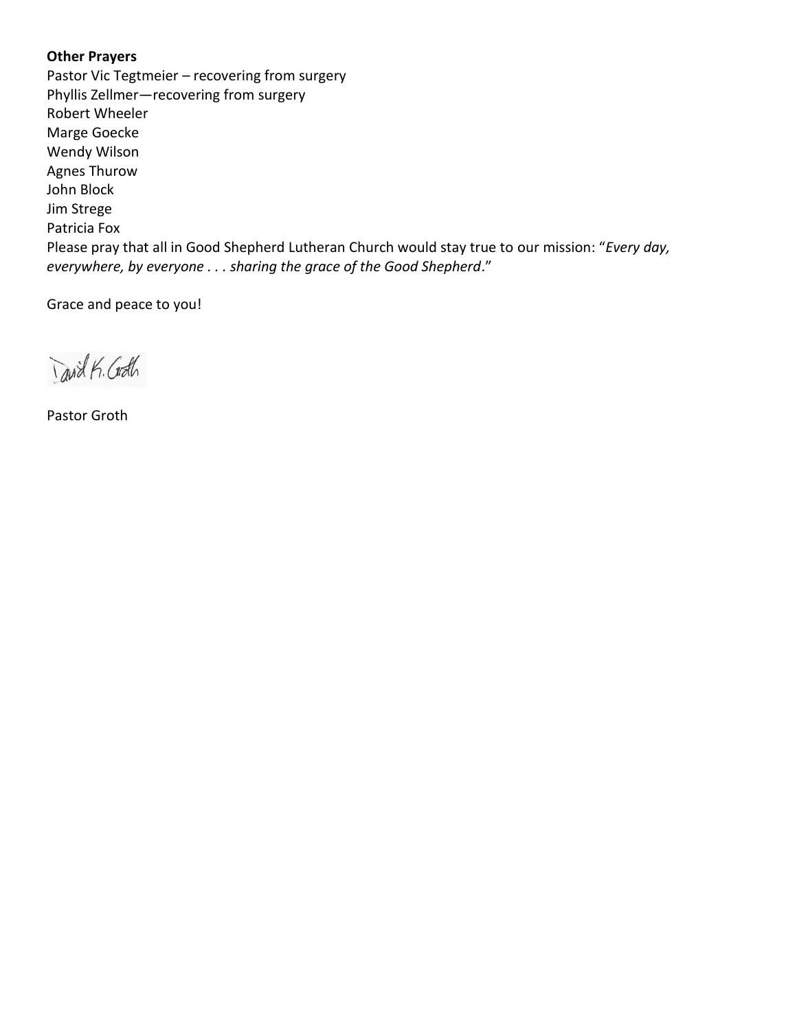**Other Prayers**

Pastor Vic Tegtmeier – recovering from surgery
Phyllis Zellmer—recovering from surgery
Robert Wheeler
Marge Goecke
Wendy Wilson
Agnes Thurow
John Block
Jim Strege
Patricia Fox
Please pray that all in Good Shepherd Lutheran Church would stay true to our mission: "*Every day, everywhere, by everyone . . . sharing the grace of the Good Shepherd*."

Grace and peace to you!

David K. Groth

Pastor Groth